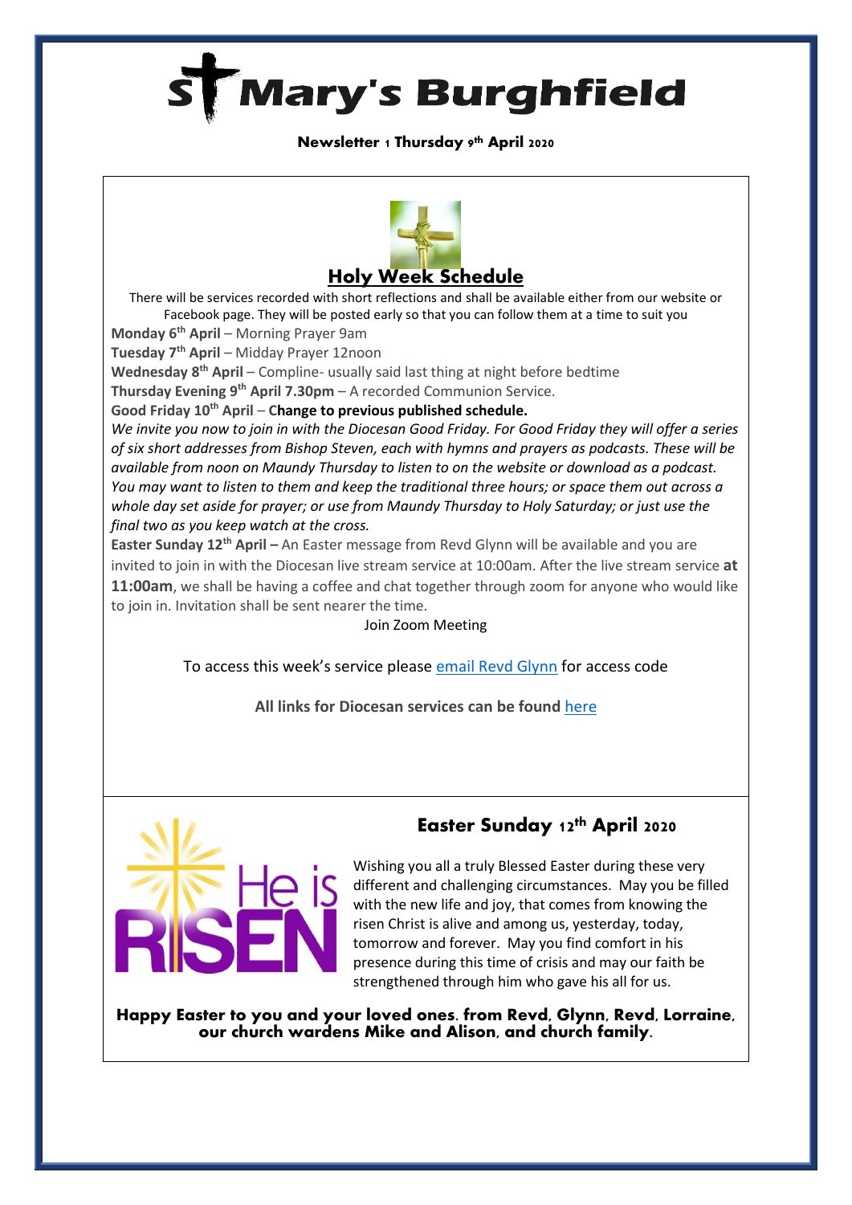# St Mary's Burghfield

**Newsletter 1 Thursday 9th April 2020**

## Holy Week Schedule

There will be services recorded with short reflections and shall be available either from our website or Facebook page. They will be posted early so that you can follow them at a time to suit you

**Monday 6th April** – Morning Prayer 9am

**Tuesday 7th April** – Midday Prayer 12noon

**Wednesday 8th April** – Compline- usually said last thing at night before bedtime

**Thursday Evening 9th April 7.30pm** – A recorded Communion Service.

**Good Friday 10th April** – **Change to previous published schedule.**

*We invite you now to join in with the Diocesan Good Friday. For Good Friday they will offer a series of six short addresses from Bishop Steven, each with hymns and prayers as podcasts. These will be available from noon on Maundy Thursday to listen to on the website or download as a podcast. You may want to listen to them and keep the traditional three hours; or space them out across a whole day set aside for prayer; or use from Maundy Thursday to Holy Saturday; or just use the final two as you keep watch at the cross.*

**Easter Sunday 12th April –** An Easter message from Revd Glynn will be available and you are invited to join in with the Diocesan live stream service at 10:00am. After the live stream service **at 11:00am**, we shall be having a coffee and chat together through zoom for anyone who would like to join in. Invitation shall be sent nearer the time.

Join Zoom Meeting

To access this week's service please [email Revd Glynn]() for access code

**All links for Diocesan services can be found [here]()**

## Easter Sunday 12th April 2020

Wishing you all a truly Blessed Easter during these very different and challenging circumstances. May you be filled with the new life and joy, that comes from knowing the risen Christ is alive and among us, yesterday, today, tomorrow and forever. May you find comfort in his presence during this time of crisis and may our faith be strengthened through him who gave his all for us.

**Happy Easter to you and your loved ones. from Revd, Glynn, Revd, Lorraine, our church wardens Mike and Alison, and church family.**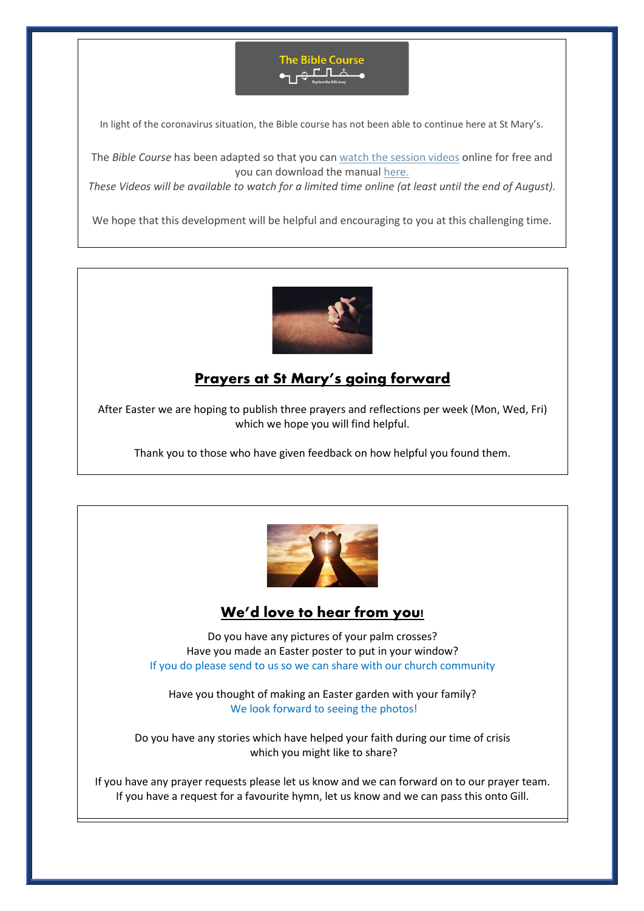The Bible Course

Explore the BIG story

In light of the coronavirus situation, the Bible course has not been able to continue here at St Mary's.

The *Bible Course* has been adapted so that you can watch the session videos online for free and you can download the manual here.

*These Videos will be available to watch for a limited time online (at least until the end of August).*

We hope that this development will be helpful and encouraging to you at this challenging time.

## Prayers at St Mary's going forward

After Easter we are hoping to publish three prayers and reflections per week (Mon, Wed, Fri) which we hope you will find helpful.

Thank you to those who have given feedback on how helpful you found them.

## We'd love to hear from you!

Do you have any pictures of your palm crosses?
Have you made an Easter poster to put in your window?
If you do please send to us so we can share with our church community

Have you thought of making an Easter garden with your family?
We look forward to seeing the photos!

Do you have any stories which have helped your faith during our time of crisis which you might like to share?

If you have any prayer requests please let us know and we can forward on to our prayer team.
If you have a request for a favourite hymn, let us know and we can pass this onto Gill.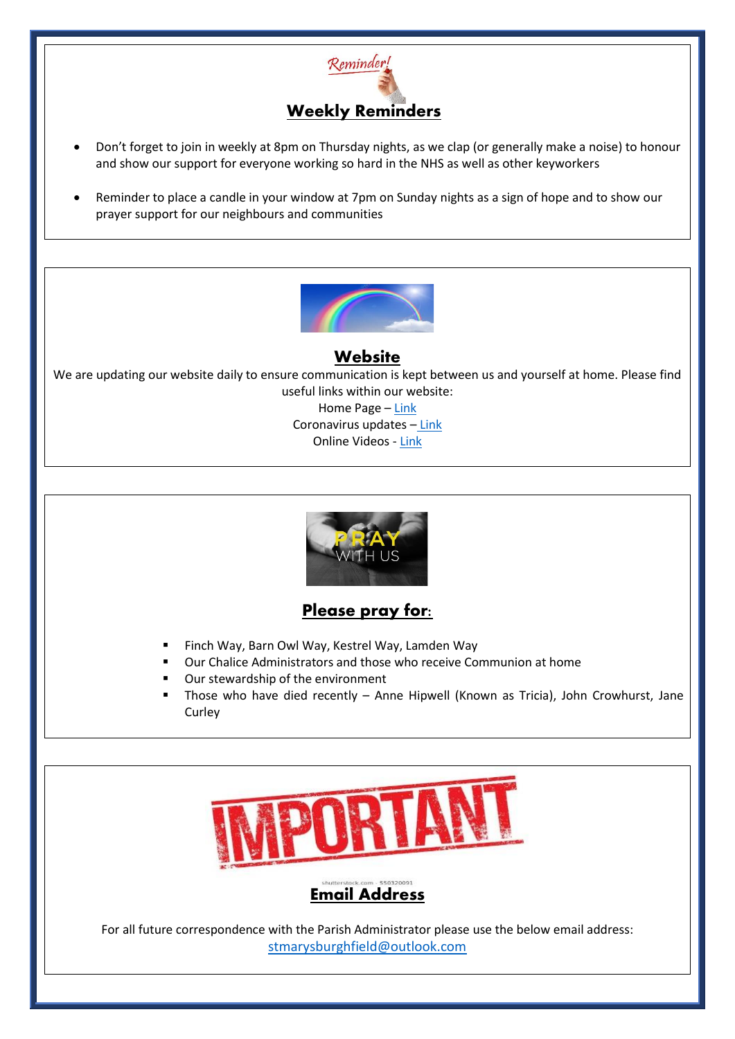Reminder!

## Weekly Reminders

- Don't forget to join in weekly at 8pm on Thursday nights, as we clap (or generally make a noise) to honour and show our support for everyone working so hard in the NHS as well as other keyworkers
- Reminder to place a candle in your window at 7pm on Sunday nights as a sign of hope and to show our prayer support for our neighbours and communities

## Website

We are updating our website daily to ensure communication is kept between us and yourself at home. Please find useful links within our website:

Home Page – Link

Coronavirus updates – Link

Online Videos - Link

PRAY WITH US

## Please pray for:

- Finch Way, Barn Owl Way, Kestrel Way, Lamden Way
- Our Chalice Administrators and those who receive Communion at home
- Our stewardship of the environment
- Those who have died recently – Anne Hipwell (Known as Tricia), John Crowhurst, Jane Curley

IMPORTANT

## Email Address

For all future correspondence with the Parish Administrator please use the below email address:

stmarysburghfield@outlook.com